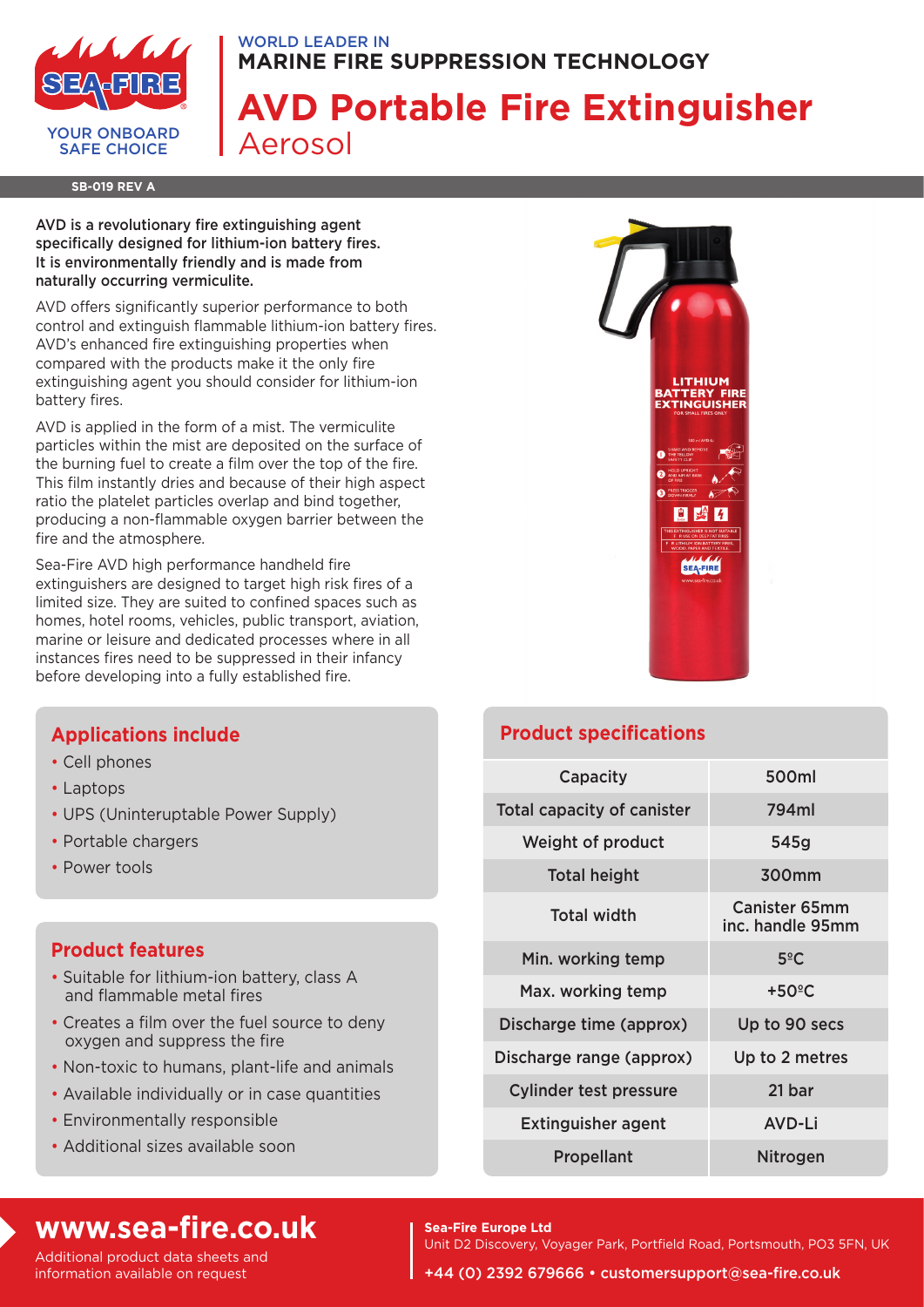WORLD LEADER IN
**MARINE FIRE SUPPRESSION TECHNOLOGY**

# AVD Portable Fire Extinguisher

## Aerosol

YOUR ONBOARD SAFE CHOICE

**SB-019 REV A**

AVD is a revolutionary fire extinguishing agent specifically designed for lithium-ion battery fires. It is environmentally friendly and is made from naturally occurring vermiculite.

AVD offers significantly superior performance to both control and extinguish flammable lithium-ion battery fires. AVD's enhanced fire extinguishing properties when compared with the products make it the only fire extinguishing agent you should consider for lithium-ion battery fires.

AVD is applied in the form of a mist. The vermiculite particles within the mist are deposited on the surface of the burning fuel to create a film over the top of the fire. This film instantly dries and because of their high aspect ratio the platelet particles overlap and bind together, producing a non-flammable oxygen barrier between the fire and the atmosphere.

Sea-Fire AVD high performance handheld fire extinguishers are designed to target high risk fires of a limited size. They are suited to confined spaces such as homes, hotel rooms, vehicles, public transport, aviation, marine or leisure and dedicated processes where in all instances fires need to be suppressed in their infancy before developing into a fully established fire.

### Applications include

- Cell phones
- Laptops
- UPS (Uninteruptable Power Supply)
- Portable chargers
- Power tools

### Product features

- Suitable for lithium-ion battery, class A and flammable metal fires
- Creates a film over the fuel source to deny oxygen and suppress the fire
- Non-toxic to humans, plant-life and animals
- Available individually or in case quantities
- Environmentally responsible
- Additional sizes available soon

### Product specifications

| | |
|---|---|
| Capacity | 500ml |
| Total capacity of canister | 794ml |
| Weight of product | 545g |
| Total height | 300mm |
| Total width | Canister 65mm inc. handle 95mm |
| Min. working temp | 5ºC |
| Max. working temp | +50ºC |
| Discharge time (approx) | Up to 90 secs |
| Discharge range (approx) | Up to 2 metres |
| Cylinder test pressure | 21 bar |
| Extinguisher agent | AVD-Li |
| Propellant | Nitrogen |

## www.sea-fire.co.uk

Additional product data sheets and information available on request

**Sea-Fire Europe Ltd**
Unit D2 Discovery, Voyager Park, Portfield Road, Portsmouth, PO3 5FN, UK

**+44 (0) 2392 679666 • customersupport@sea-fire.co.uk**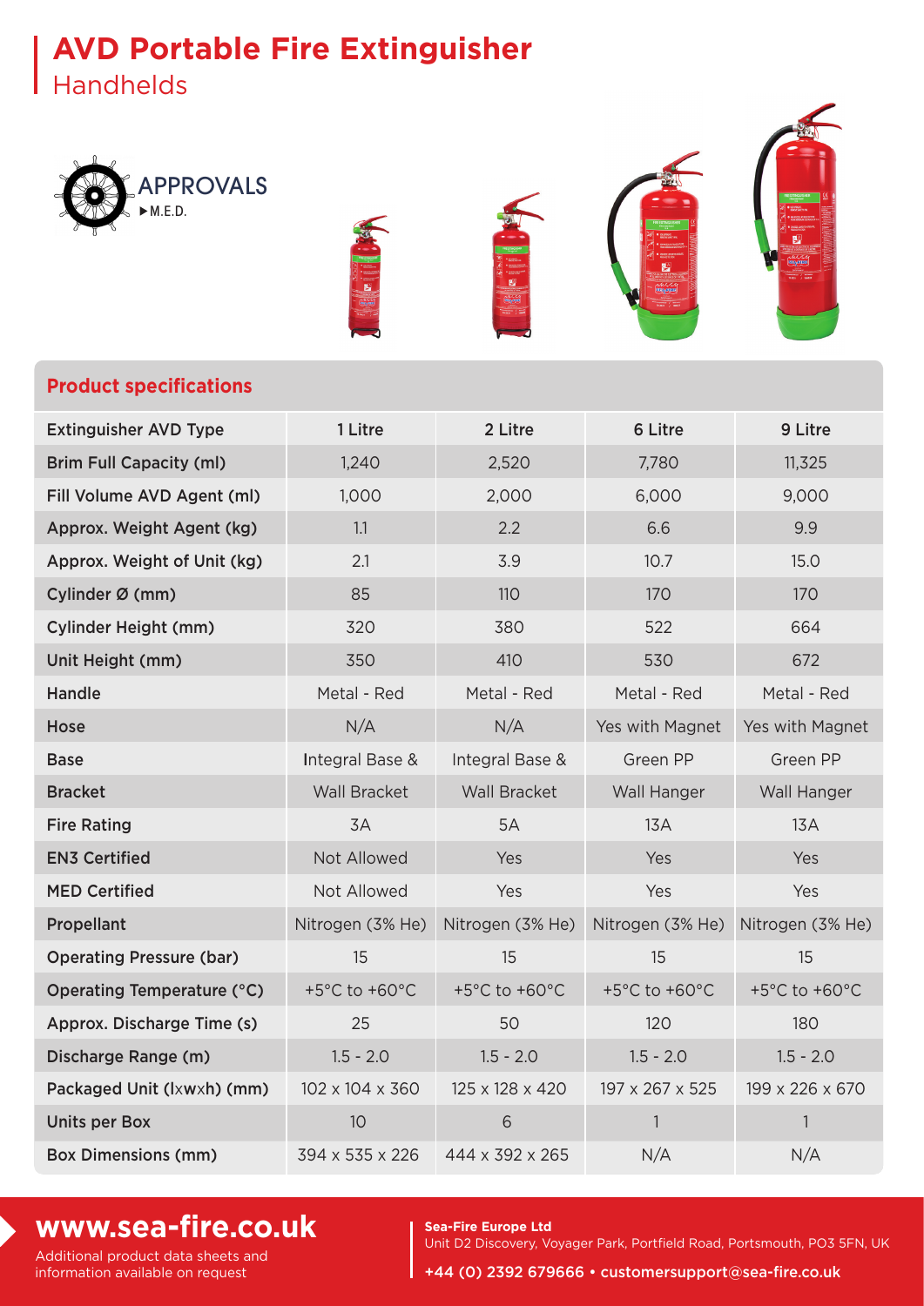# AVD Portable Fire Extinguisher

## Handhelds

APPROVALS

▶ M.E.D.

## Product specifications

| Extinguisher AVD Type | 1 Litre | 2 Litre | 6 Litre | 9 Litre |
| --- | --- | --- | --- | --- |
| Brim Full Capacity (ml) | 1,240 | 2,520 | 7,780 | 11,325 |
| Fill Volume AVD Agent (ml) | 1,000 | 2,000 | 6,000 | 9,000 |
| Approx. Weight Agent (kg) | 1.1 | 2.2 | 6.6 | 9.9 |
| Approx. Weight of Unit (kg) | 2.1 | 3.9 | 10.7 | 15.0 |
| Cylinder Ø (mm) | 85 | 110 | 170 | 170 |
| Cylinder Height (mm) | 320 | 380 | 522 | 664 |
| Unit Height (mm) | 350 | 410 | 530 | 672 |
| Handle | Metal - Red | Metal - Red | Metal - Red | Metal - Red |
| Hose | N/A | N/A | Yes with Magnet | Yes with Magnet |
| Base | Integral Base & | Integral Base & | Green PP | Green PP |
| Bracket | Wall Bracket | Wall Bracket | Wall Hanger | Wall Hanger |
| Fire Rating | 3A | 5A | 13A | 13A |
| EN3 Certified | Not Allowed | Yes | Yes | Yes |
| MED Certified | Not Allowed | Yes | Yes | Yes |
| Propellant | Nitrogen (3% He) | Nitrogen (3% He) | Nitrogen (3% He) | Nitrogen (3% He) |
| Operating Pressure (bar) | 15 | 15 | 15 | 15 |
| Operating Temperature (°C) | +5°C to +60°C | +5°C to +60°C | +5°C to +60°C | +5°C to +60°C |
| Approx. Discharge Time (s) | 25 | 50 | 120 | 180 |
| Discharge Range (m) | 1.5 - 2.0 | 1.5 - 2.0 | 1.5 - 2.0 | 1.5 - 2.0 |
| Packaged Unit (lxwxh) (mm) | 102 x 104 x 360 | 125 x 128 x 420 | 197 x 267 x 525 | 199 x 226 x 670 |
| Units per Box | 10 | 6 | 1 | 1 |
| Box Dimensions (mm) | 394 x 535 x 226 | 444 x 392 x 265 | N/A | N/A |

**www.sea-fire.co.uk**

Additional product data sheets and information available on request

**Sea-Fire Europe Ltd**
Unit D2 Discovery, Voyager Park, Portfield Road, Portsmouth, PO3 5FN, UK

**+44 (0) 2392 679666 • customersupport@sea-fire.co.uk**